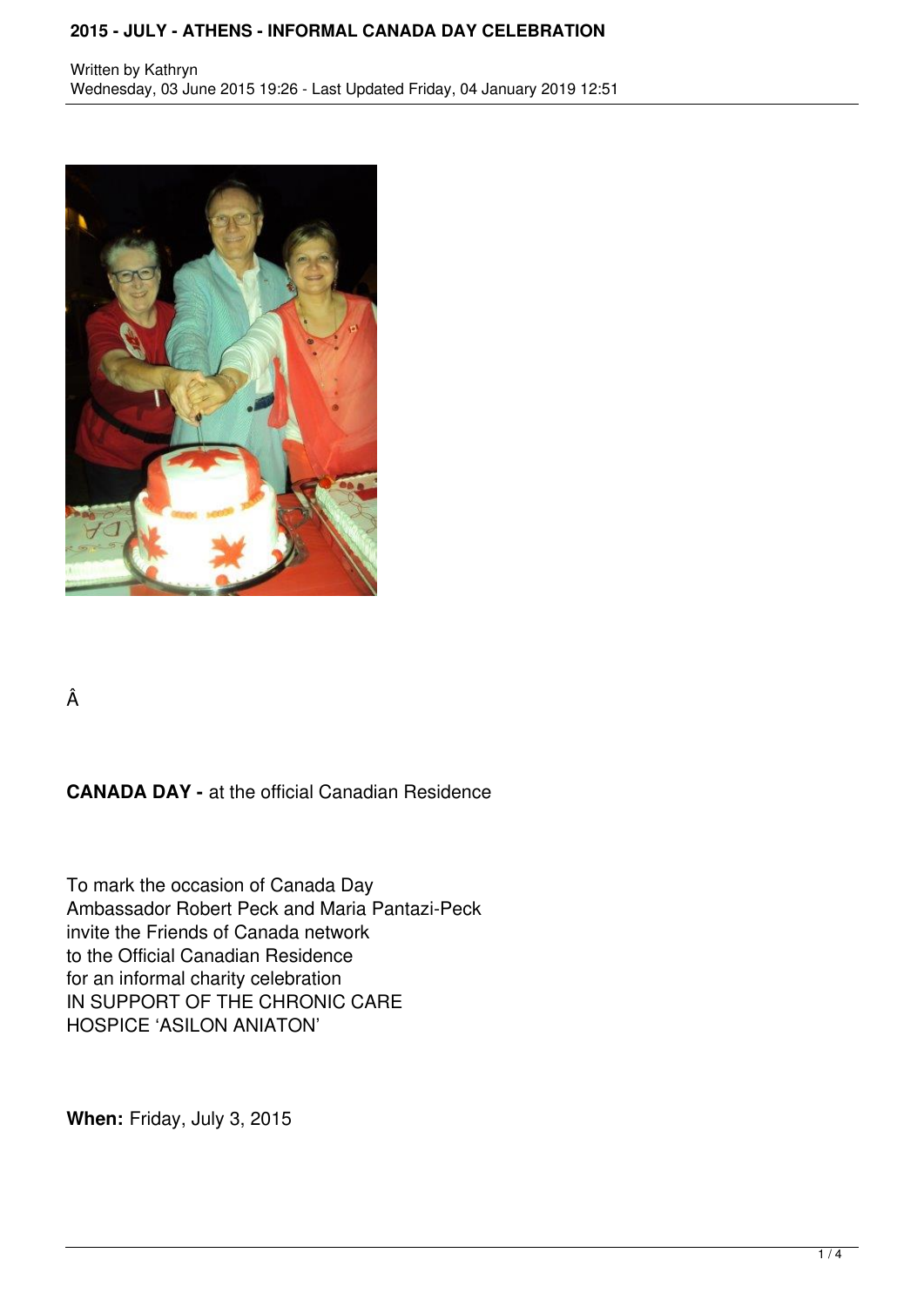# 2015 - JULY - ATHENS - INFORMAL CANADA DAY CELEBRATION

Written by Kathryn
Wednesday, 03 June 2015 19:26 - Last Updated Friday, 04 January 2019 12:51

**CANADA DAY -** at the official Canadian Residence

To mark the occasion of Canada Day
Ambassador Robert Peck and Maria Pantazi-Peck
invite the Friends of Canada network
to the Official Canadian Residence
for an informal charity celebration
IN SUPPORT OF THE CHRONIC CARE
HOSPICE 'ASILON ANIATON'

**When:** Friday, July 3, 2015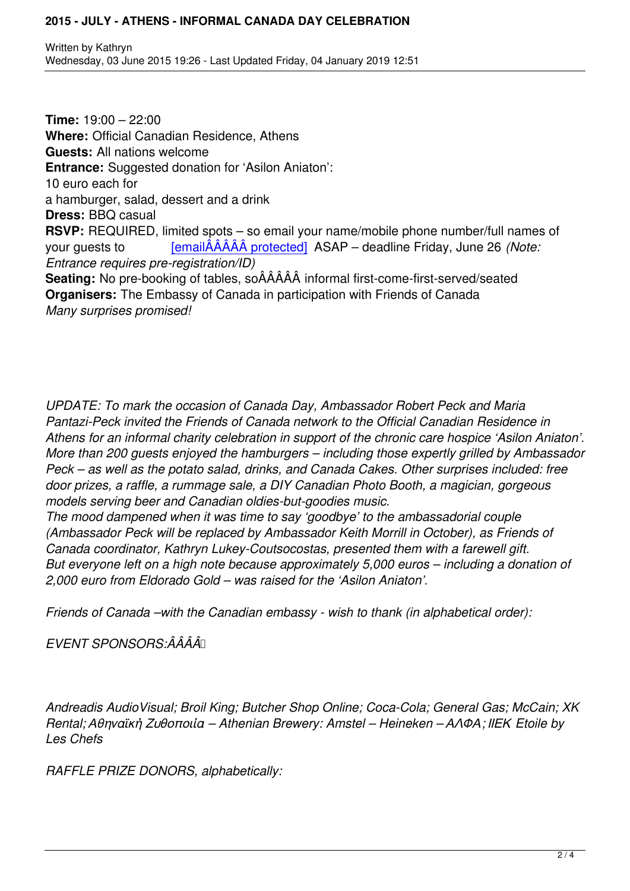**Time:** 19:00 – 22:00
**Where:** Official Canadian Residence, Athens
**Guests:** All nations welcome
**Entrance:** Suggested donation for 'Asilon Aniaton':
10 euro each for
a hamburger, salad, dessert and a drink
**Dress:** BBQ casual
**RSVP:** REQUIRED, limited spots – so email your name/mobile phone number/full names of your guests to [emailÂÂÂÂ protected] ASAP – deadline Friday, June 26 *(Note: Entrance requires pre-registration/ID)*
**Seating:** No pre-booking of tables, soÂÂÂÂ informal first-come-first-served/seated
**Organisers:** The Embassy of Canada in participation with Friends of Canada
*Many surprises promised!*

*UPDATE: To mark the occasion of Canada Day, Ambassador Robert Peck and Maria Pantazi-Peck invited the Friends of Canada network to the Official Canadian Residence in Athens for an informal charity celebration in support of the chronic care hospice 'Asilon Aniaton'. More than 200 guests enjoyed the hamburgers – including those expertly grilled by Ambassador Peck – as well as the potato salad, drinks, and Canada Cakes. Other surprises included: free door prizes, a raffle, a rummage sale, a DIY Canadian Photo Booth, a magician, gorgeous models serving beer and Canadian oldies-but-goodies music.*
*The mood dampened when it was time to say 'goodbye' to the ambassadorial couple (Ambassador Peck will be replaced by Ambassador Keith Morrill in October), as Friends of Canada coordinator, Kathryn Lukey-Coutsocostas, presented them with a farewell gift.*
*But everyone left on a high note because approximately 5,000 euros – including a donation of 2,000 euro from Eldorado Gold – was raised for the 'Asilon Aniaton'.*

*Friends of Canada –with the Canadian embassy - wish to thank (in alphabetical order):*

*EVENT SPONSORS:ÂÂÂÂ*

*Andreadis AudioVisual; Broil King; Butcher Shop Online; Coca-Cola; General Gas; McCain; XK Rental; Αθηναϊκή Ζυθοποιία – Athenian Brewery: Amstel – Heineken – ΑΛΦΑ; IIEK Etoile by Les Chefs*

*RAFFLE PRIZE DONORS, alphabetically:*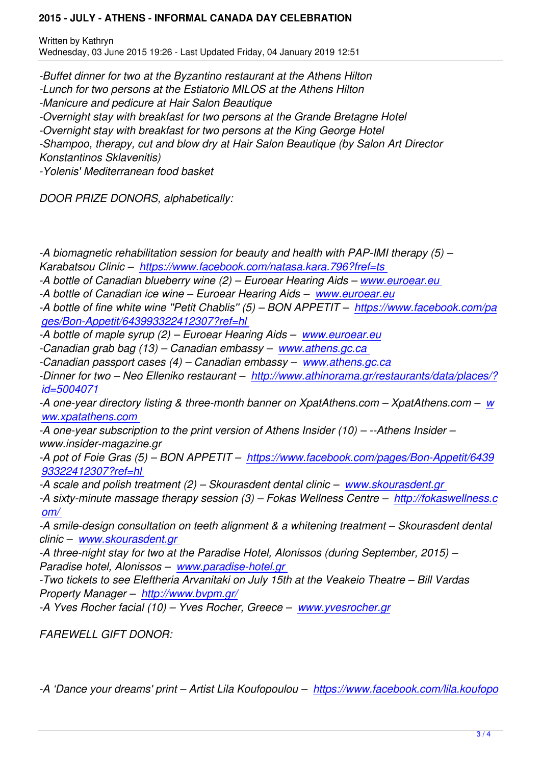*-Buffet dinner for two at the Byzantino restaurant at the Athens Hilton*
*-Lunch for two persons at the Estiatorio MILOS at the Athens Hilton*
*-Manicure and pedicure at Hair Salon Beautique*
*-Overnight stay with breakfast for two persons at the Grande Bretagne Hotel*
*-Overnight stay with breakfast for two persons at the King George Hotel*
*-Shampoo, therapy, cut and blow dry at Hair Salon Beautique (by Salon Art Director Konstantinos Sklavenitis)*
*-Yolenis' Mediterranean food basket*

*DOOR PRIZE DONORS, alphabetically:*

*-A biomagnetic rehabilitation session for beauty and health with PAP-IMI therapy (5) – Karabatsou Clinic – https://www.facebook.com/natasa.kara.796?fref=ts*
*-A bottle of Canadian blueberry wine (2) – Euroear Hearing Aids – www.euroear.eu*
*-A bottle of Canadian ice wine – Euroear Hearing Aids – www.euroear.eu*
*-A bottle of fine white wine "Petit Chablis" (5) – BON APPETIT – https://www.facebook.com/pages/Bon-Appetit/643993322412307?ref=hl*
*-A bottle of maple syrup (2) – Euroear Hearing Aids – www.euroear.eu*
*-Canadian grab bag (13) – Canadian embassy – www.athens.gc.ca*
*-Canadian passport cases (4) – Canadian embassy – www.athens.gc.ca*
*-Dinner for two – Neo Elleniko restaurant – http://www.athinorama.gr/restaurants/data/places/?id=5004071*
*-A one-year directory listing & three-month banner on XpatAthens.com – XpatAthens.com – www.xpatathens.com*
*-A one-year subscription to the print version of Athens Insider (10) – --Athens Insider – www.insider-magazine.gr*
*-A pot of Foie Gras (5) – BON APPETIT – https://www.facebook.com/pages/Bon-Appetit/643993322412307?ref=hl*
*-A scale and polish treatment (2) – Skourasdent dental clinic – www.skourasdent.gr*
*-A sixty-minute massage therapy session (3) – Fokas Wellness Centre – http://fokaswellness.com/*
*-A smile-design consultation on teeth alignment & a whitening treatment – Skourasdent dental clinic – www.skourasdent.gr*
*-A three-night stay for two at the Paradise Hotel, Alonissos (during September, 2015) – Paradise hotel, Alonissos – www.paradise-hotel.gr*
*-Two tickets to see Eleftheria Arvanitaki on July 15th at the Veakeio Theatre – Bill Vardas Property Manager – http://www.bvpm.gr/*
*-A Yves Rocher facial (10) – Yves Rocher, Greece – www.yvesrocher.gr*

*FAREWELL GIFT DONOR:*

*-A 'Dance your dreams' print – Artist Lila Koufopoulou – https://www.facebook.com/lila.koufopo*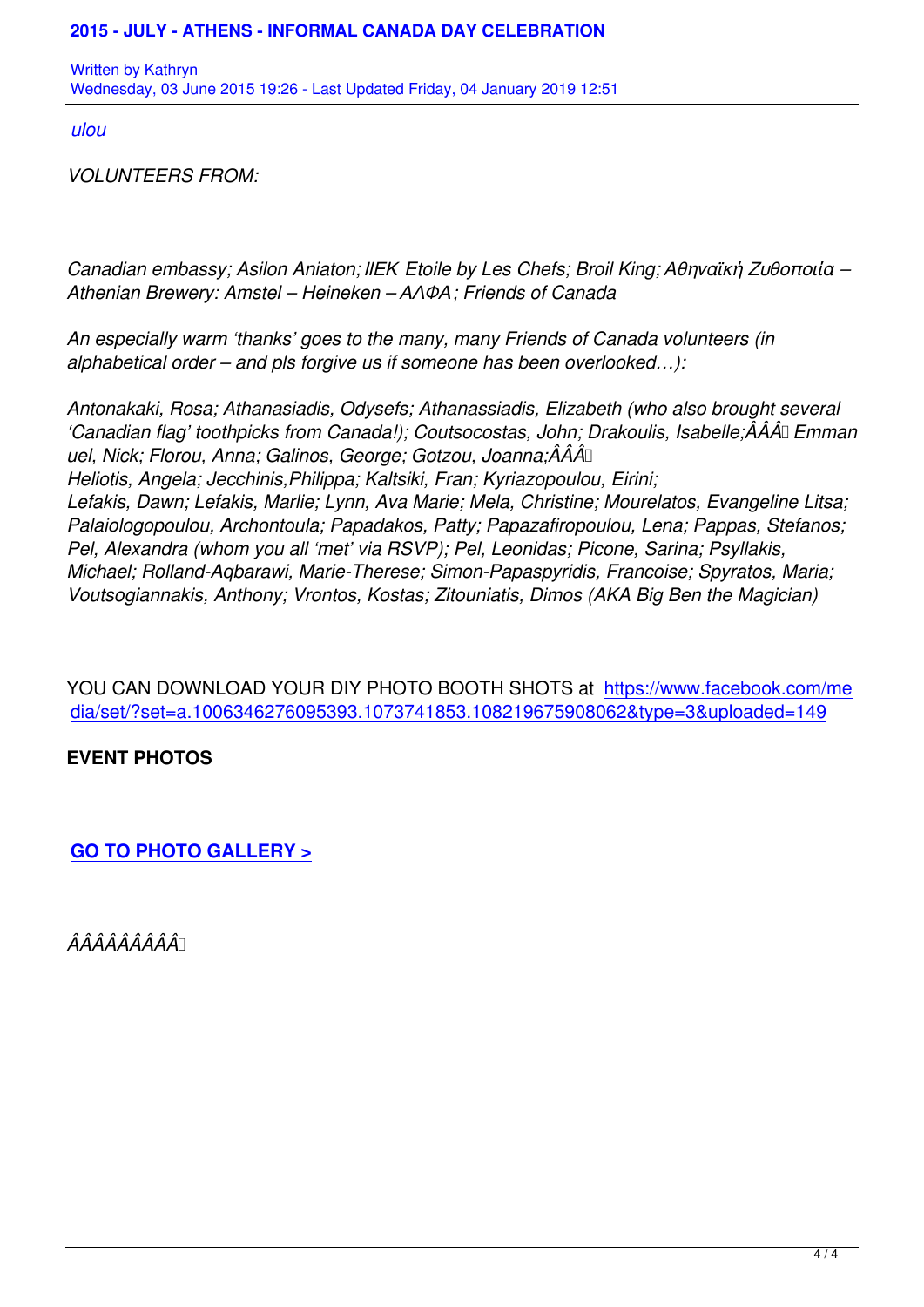*ulou*

*VOLUNTEERS FROM:*

*Canadian embassy; Asilon Aniaton; IIEK Etoile by Les Chefs; Broil King; Αθηναϊκή Ζυθοποιία – Athenian Brewery: Amstel – Heineken – ΑΛΦΑ; Friends of Canada*

*An especially warm 'thanks' goes to the many, many Friends of Canada volunteers (in alphabetical order – and pls forgive us if someone has been overlooked…):*

*Antonakaki, Rosa; Athanasiadis, Odysefs; Athanassiadis, Elizabeth (who also brought several 'Canadian flag' toothpicks from Canada!); Coutsocostas, John; Drakoulis, Isabelle;ÂÂÂ Emmanuel, Nick; Florou, Anna; Galinos, George; Gotzou, Joanna;ÂÂÂ Heliotis, Angela; Jecchinis,Philippa; Kaltsiki, Fran; Kyriazopoulou, Eirini; Lefakis, Dawn; Lefakis, Marlie; Lynn, Ava Marie; Mela, Christine; Mourelatos, Evangeline Litsa; Palaiologopoulou, Archontoula; Papadakos, Patty; Papazafiropoulou, Lena; Pappas, Stefanos; Pel, Alexandra (whom you all 'met' via RSVP); Pel, Leonidas; Picone, Sarina; Psyllakis, Michael; Rolland-Aqbarawi, Marie-Therese; Simon-Papaspyridis, Francoise; Spyratos, Maria; Voutsogiannakis, Anthony; Vrontos, Kostas; Zitouniatis, Dimos (AKA Big Ben the Magician)*

YOU CAN DOWNLOAD YOUR DIY PHOTO BOOTH SHOTS at https://www.facebook.com/media/set/?set=a.1006346276095393.1073741853.108219675908062&type=3&uploaded=149

**EVENT PHOTOS**

**GO TO PHOTO GALLERY >**

*ÂÂÂÂÂÂÂÂÂ*